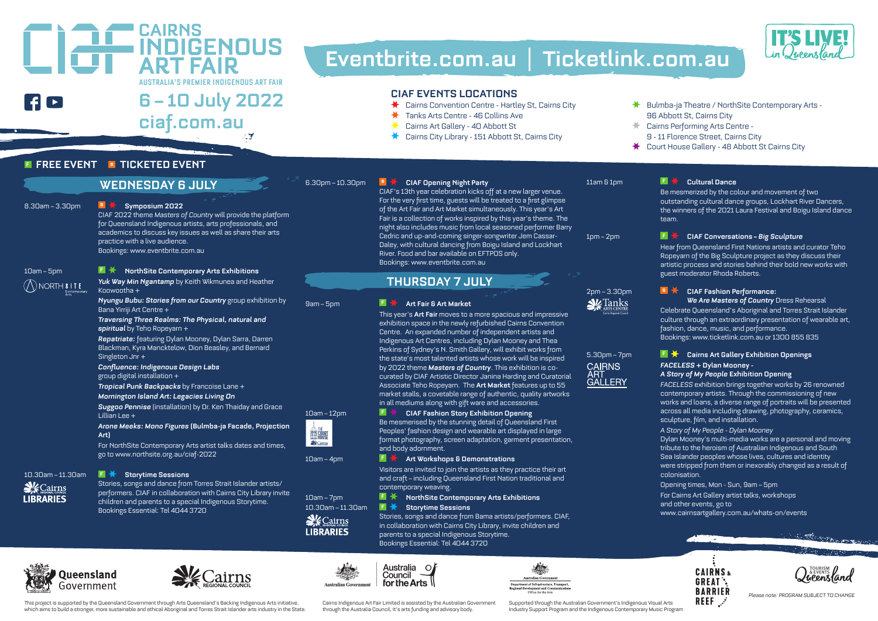# CAIRNS INDIGENOUS ART FAIR

AUSTRALIA'S PREMIER INDIGENOUS ART FAIR

## 6 – 10 July 2022

ciaf.com.au

## Eventbrite.com.au | Ticketlink.com.au

IT'S LIVE! in Queensland

### CIAF EVENTS LOCATIONS

- Cairns Convention Centre - Hartley St, Cairns City
- Tanks Arts Centre - 46 Collins Ave
- Cairns Art Gallery - 40 Abbott St
- Cairns City Library - 151 Abbott St, Cairns City
- Bulmba-ja Theatre / NorthSite Contemporary Arts - 96 Abbott St, Cairns City
- Cairns Performing Arts Centre - 9 - 11 Florence Street, Cairns City
- Court House Gallery - 48 Abbott St Cairns City

F FREE EVENT   $ TICKETED EVENT

## WEDNESDAY 6 JULY

**8.30am – 3.30pm** — $ **Symposium 2022**

CIAF 2022 theme *Masters of Country* will provide the platform for Queensland Indigenous artists, arts professionals, and academics to discuss key issues as well as share their arts practice with a live audience.
Bookings: www.eventbrite.com.au

**10am – 5pm** — F **NorthSite Contemporary Arts Exhibitions**

*Yuk Way Min Ngantamp* by Keith Wikmunea and Heather Koowootha +
*Nyungu Bubu: Stories from our Country* group exhibition by Bana Yirriji Art Centre +
*Traversing Three Realms: The Physical, natural and spiritual* by Teho Ropeyarn +
*Repatriate:* featuring Dylan Mooney, Dylan Sarra, Darren Blackman, Kyra Mancktelow, Dion Beasley, and Bernard Singleton Jnr +
*Confluence: Indigenous Design Labs* group digital installation +
*Tropical Punk Backpacks* by Francoise Lane +
*Mornington Island Art: Legacies Living On*
*Suggoo Pennise* (installation) by Dr. Ken Thaiday and Grace Lillian Lee +
*Arone Meeks: Mono Figures* (Bulmba-ja Facade, Projection Art)
For NorthSite Contemporary Arts artist talks dates and times, go to www.northsite.org.au/ciaf-2022

**10.30am – 11.30am** — F **Storytime Sessions**

Stories, songs and dance from Torres Strait Islander artists/performers. CIAF in collaboration with Cairns City Library invite children and parents to a special Indigenous Storytime.
Bookings Essential: Tel 4044 3720

**6.30pm – 10.30pm** — $ **CIAF Opening Night Party**

CIAF's 13th year celebration kicks off at a new larger venue. For the very first time, guests will be treated to a first glimpse of the Art Fair and Art Market simultaneously. This year's Art Fair is a collection of works inspired by this year's theme. The night also includes music from local seasoned performer Barry Cedric and up-and-coming singer-songwriter Jem Cassar-Daley, with cultural dancing from Boigu Island and Lockhart River. Food and bar available on EFTPOS only.
Bookings: www.eventbrite.com.au

## THURSDAY 7 JULY

**9am – 5pm** — F **Art Fair & Art Market**

This year's **Art Fair** moves to a more spacious and impressive exhibition space in the newly refurbished Cairns Convention Centre. An expanded number of independent artists and Indigenous Art Centres, including Dylan Mooney and Thea Perkins of Sydney's N. Smith Gallery, will exhibit works from the state's most talented artists whose work will be inspired by 2022 theme ***Masters of Country***. This exhibition is co-curated by CIAF Artistic Director Janina Harding and Curatorial Associate Teho Ropeyarn. The **Art Market** features up to 55 market stalls, a covetable range of authentic, quality artworks in all mediums along with gift ware and accessories.

**10am – 12pm** — F **CIAF Fashion Story Exhibition Opening**

Be mesmerised by the stunning detail of Queensland First Peoples' fashion design and wearable art displayed in large format photography, screen adaptation, garment presentation, and body adornment.

**10am – 4pm** — F **Art Workshops & Demonstrations**

Visitors are invited to join the artists as they practice their art and craft – including Queensland First Nation traditional and contemporary weaving.

**10am – 7pm** — F **NorthSite Contemporary Arts Exhibitions**

**10.30am – 11.30am** — F **Storytime Sessions**

Stories, songs and dance from Bama artists/performers. CIAF, in collaboration with Cairns City Library, invite children and parents to a special Indigenous Storytime.
Bookings Essential: Tel 4044 3720

**11am & 1pm** — F **Cultural Dance**

Be mesmerized by the colour and movement of two outstanding cultural dance groups, Lockhart River Dancers, the winners of the 2021 Laura Festival and Boigu Island dance team.

**1pm – 2pm** — F **CIAF Conversations – *Big Sculpture***

Hear from Queensland First Nations artists and curator Teho Ropeyarn of the Big Sculpture project as they discuss their artistic process and stories behind their bold new works with guest moderator Rhoda Roberts.

**2pm – 3.30pm** — $ **CIAF Fashion Performance: *We Are Masters of Country* Dress Rehearsal**

Celebrate Queensland's Aboriginal and Torres Strait Islander culture through an extraordinary presentation of wearable art, fashion, dance, music, and performance.
Bookings: www.ticketlink.com.au or 1300 855 835

**5.30pm – 7pm** — F **Cairns Art Gallery Exhibition Openings**

***FACELESS* + Dylan Mooney - *A Story of My People* Exhibition Opening**

*FACELESS* exhibition brings together works by 26 renowned contemporary artists. Through the commissioning of new works and loans, a diverse range of portraits will be presented across all media including drawing, photography, ceramics, sculpture, film, and installation.

*A Story of My People - Dylan Mooney*
Dylan Mooney's multi-media works are a personal and moving tribute to the heroism of Australian Indigenous and South Sea Islander peoples whose lives, cultures and identity were stripped from them or inexorably changed as a result of colonisation.

Opening times, Mon - Sun, 9am – 5pm
For Cairns Art Gallery artist talks, workshops and other events, go to www.cairnsartgallery.com.au/whats-on/events

This project is supported by the Queensland Government through Arts Queensland's Backing Indigenous Arts initiative, which aims to build a stronger, more sustainable and ethical Aboriginal and Torres Strait Islander arts industry in the State.

Cairns Indigenous Art Fair Limited is assisted by the Australian Government through the Australia Council, it's arts funding and advisory body.

Supported through the Australian Government's Indigenous Visual Arts Industry Support Program and the Indigenous Contemporary Music Program

*Please note: PROGRAM SUBJECT TO CHANGE*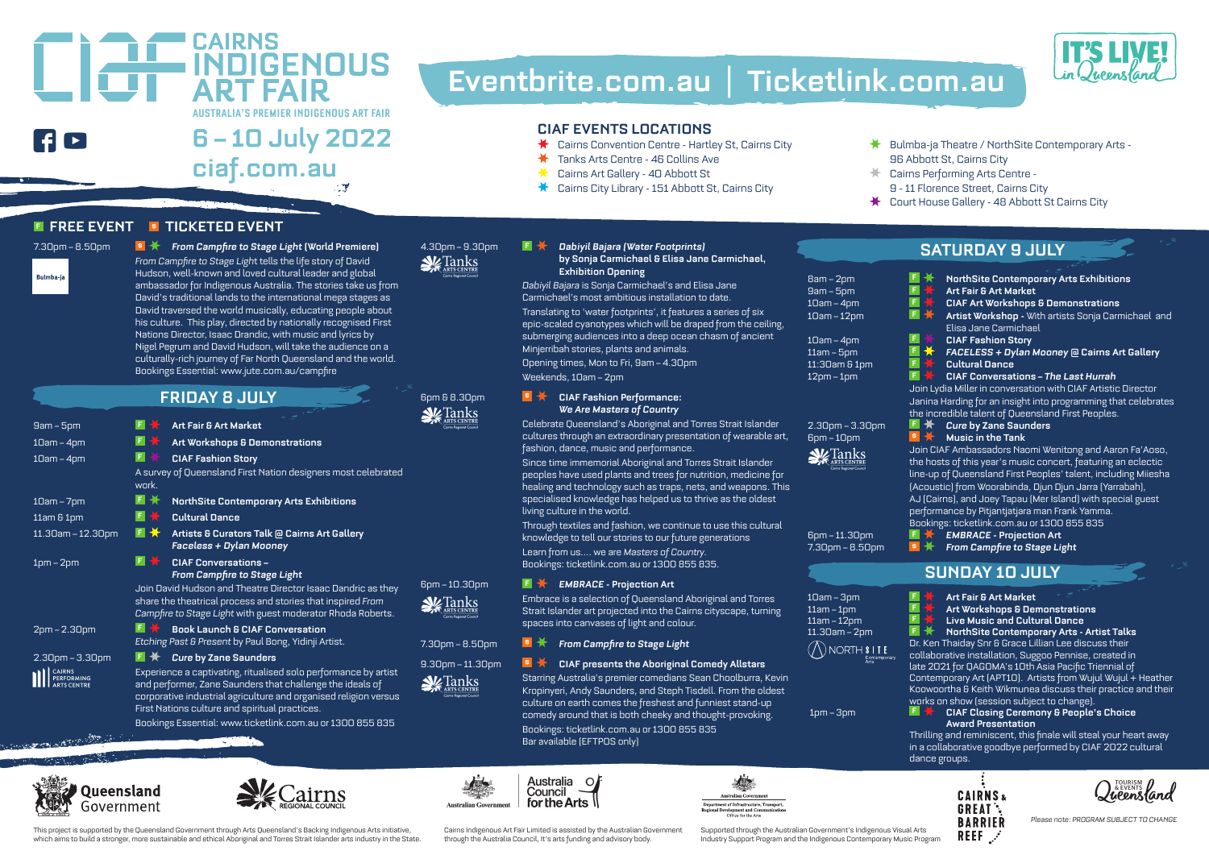# CAIRNS INDIGENOUS ART FAIR

AUSTRALIA'S PREMIER INDIGENOUS ART FAIR

## 6 – 10 July 2022

ciaf.com.au

## Eventbrite.com.au | Ticketlink.com.au

IT'S LIVE! in Queensland

### CIAF EVENTS LOCATIONS

- Cairns Convention Centre - Hartley St, Cairns City
- Tanks Arts Centre - 46 Collins Ave
- Cairns Art Gallery - 40 Abbott St
- Cairns City Library - 151 Abbott St, Cairns City
- Bulmba-ja Theatre / NorthSite Contemporary Arts - 96 Abbott St, Cairns City
- Cairns Performing Arts Centre - 9 - 11 Florence Street, Cairns City
- Court House Gallery - 48 Abbott St Cairns City

F FREE EVENT   S TICKETED EVENT

**7.30pm – 8.50pm** (Bulmba-ja) — S — ***From Campfire to Stage Light* (World Premiere)**

*From Campfire to Stage Light* tells the life story of David Hudson, well-known and loved cultural leader and global ambassador for Indigenous Australia. The stories take us from David's traditional lands to the international mega stages as David traversed the world musically, educating people about his culture. This play, directed by nationally recognised First Nations Director, Isaac Drandic, with music and lyrics by Nigel Pegrum and David Hudson, will take the audience on a culturally-rich journey of Far North Queensland and the world.
Bookings Essential: www.jute.com.au/campfire

## FRIDAY 8 JULY

- **9am – 5pm** — F — **Art Fair & Art Market**
- **10am – 4pm** — F — **Art Workshops & Demonstrations**
- **10am – 4pm** — F — **CIAF Fashion Story**
  A survey of Queensland First Nation designers most celebrated work.
- **10am – 7pm** — F — **NorthSite Contemporary Arts Exhibitions**
- **11am & 1pm** — F — **Cultural Dance**
- **11.30am – 12.30pm** — F — **Artists & Curators Talk @ Cairns Art Gallery *Faceless + Dylan Mooney***
- **1pm – 2pm** — F — **CIAF Conversations – *From Campfire to Stage Light***
  Join David Hudson and Theatre Director Isaac Dandric as they share the theatrical process and stories that inspired *From Campfire to Stage Light* with guest moderator Rhoda Roberts.
- **2pm – 2.30pm** — F — **Book Launch & CIAF Conversation**
  *Etching Past & Present* by Paul Bong, Yidinji Artist.
- **2.30pm – 3.30pm** (Cairns Performing Arts Centre) — F — ***Cure* by Zane Saunders**
  Experience a captivating, ritualised solo performance by artist and performer, Zane Saunders that challenge the ideals of corporate industrial agriculture and organised religion versus First Nations culture and spiritual practices.
  Bookings Essential: www.ticketlink.com.au or 1300 855 835
- **4.30pm – 9.30pm** (Tanks Arts Centre) — F — ***Dabiyil Bajara (Water Footprints)* by Sonja Carmichael & Elisa Jane Carmichael, Exhibition Opening**
  *Dabiyil Bajara* is Sonja Carmichael's and Elisa Jane Carmichael's most ambitious installation to date.
  Translating to 'water footprints', it features a series of six epic-scaled cyanotypes which will be draped from the ceiling, submerging audiences into a deep ocean chasm of ancient Minjerribah stories, plants and animals.
  Opening times, Mon to Fri, 9am – 4.30pm
  Weekends, 10am – 2pm
- **6pm & 8.30pm** (Tanks Arts Centre) — S — **CIAF Fashion Performance: *We Are Masters of Country***
  Celebrate Queensland's Aboriginal and Torres Strait Islander cultures through an extraordinary presentation of wearable art, fashion, dance, music and performance.
  Since time immemorial Aboriginal and Torres Strait Islander peoples have used plants and trees for nutrition, medicine for healing and technology such as traps, nets, and weapons. This specialised knowledge has helped us to thrive as the oldest living culture in the world.
  Through textiles and fashion, we continue to use this cultural knowledge to tell our stories to our future generations
  Learn from us.... we are *Masters of Country.*
  Bookings: ticketlink.com.au or 1300 855 835.
- **6pm – 10.30pm** (Tanks Arts Centre) — F — ***EMBRACE* - Projection Art**
  Embrace is a selection of Queensland Aboriginal and Torres Strait Islander art projected into the Cairns cityscape, turning spaces into canvases of light and colour.
- **7.30pm – 8.50pm** — S — ***From Campfire to Stage Light***
- **9.30pm – 11.30pm** (Tanks Arts Centre) — S — **CIAF presents the Aboriginal Comedy Allstars**
  Starring Australia's premier comedians Sean Choolburra, Kevin Kropinyeri, Andy Saunders, and Steph Tisdell. From the oldest culture on earth comes the freshest and funniest stand-up comedy around that is both cheeky and thought-provoking.
  Bookings: ticketlink.com.au or 1300 855 835
  Bar available (EFTPOS only)

## SATURDAY 9 JULY

- **8am – 2pm** — F — **NorthSite Contemporary Arts Exhibitions**
- **9am – 5pm** — F — **Art Fair & Art Market**
- **10am – 4pm** — F — **CIAF Art Workshops & Demonstrations**
- **10am – 12pm** — F — **Artist Workshop** - With artists Sonja Carmichael and Elisa Jane Carmichael
- **10am – 4pm** — F — **CIAF Fashion Story**
- **11am – 5pm** — F — ***FACELESS + Dylan Mooney* @ Cairns Art Gallery**
- **11:30am & 1pm** — F — **Cultural Dance**
- **12pm – 1pm** — F — **CIAF Conversations – *The Last Hurrah***
  Join Lydia Miller in conversation with CIAF Artistic Director Janina Harding for an insight into programming that celebrates the incredible talent of Queensland First Peoples.
- **2.30pm – 3.30pm** — F — ***Cure* by Zane Saunders**
- **6pm – 10pm** (Tanks Arts Centre) — S — **Music in the Tank**
  Join CIAF Ambassadors Naomi Wenitong and Aaron Fa'Aoso, the hosts of this year's music concert, featuring an eclectic line-up of Queensland First Peoples' talent, including Miiesha (Acoustic) from Woorabinda, Djun Djun Jarra (Yarrabah), AJ (Cairns), and Joey Tapau (Mer Island) with special guest performance by Pitjantjatjara man Frank Yamma.
  Bookings: ticketlink.com.au or 1300 855 835
- **6pm – 11.30pm** — F — ***EMBRACE* - Projection Art**
- **7.30pm – 8.50pm** — S — ***From Campfire to Stage Light***

## SUNDAY 10 JULY

- **10am – 3pm** — F — **Art Fair & Art Market**
- **11am – 1pm** — F — **Art Workshops & Demonstrations**
- **11am – 12pm** — F — **Live Music and Cultural Dance**
- **11.30am – 2pm** (NorthSite Contemporary Arts) — F — **NorthSite Contemporary Arts - Artist Talks**
  Dr. Ken Thaiday Snr & Grace Lillian Lee discuss their collaborative installation, Sogo Pennise, created in late 2021 for QAGOMA's 10th Asia Pacific Triennial of Contemporary Art (APT10). Artists from Wujul Wujul + Heather Koowootha & Keith Wikmunea discuss their practice and their works on show (session subject to change).
- **1pm – 3pm** — F — **CIAF Closing Ceremony & People's Choice Award Presentation**
  Thrilling and reminiscent, this finale will steal your heart away in a collaborative goodbye performed by CIAF 2022 cultural dance groups.

Queensland Government | Cairns Regional Council | Australian Government | Australia Council for the Arts | Australian Government Department of Infrastructure, Transport, Regional Development and Communications Office for the Arts | Cairns & Great Barrier Reef | Tourism & Events Queensland

This project is supported by the Queensland Government through Arts Queensland's Backing Indigenous Arts initiative, which aims to build a stronger, more sustainable and ethical Aboriginal and Torres Strait Islander arts industry in the State.

Cairns Indigenous Art Fair Limited is assisted by the Australian Government through the Australia Council, it's arts funding and advisory body.

Supported through the Australian Government's Indigenous Visual Arts Industry Support Program and the Indigenous Contemporary Music Program

*Please note: PROGRAM SUBJECT TO CHANGE*